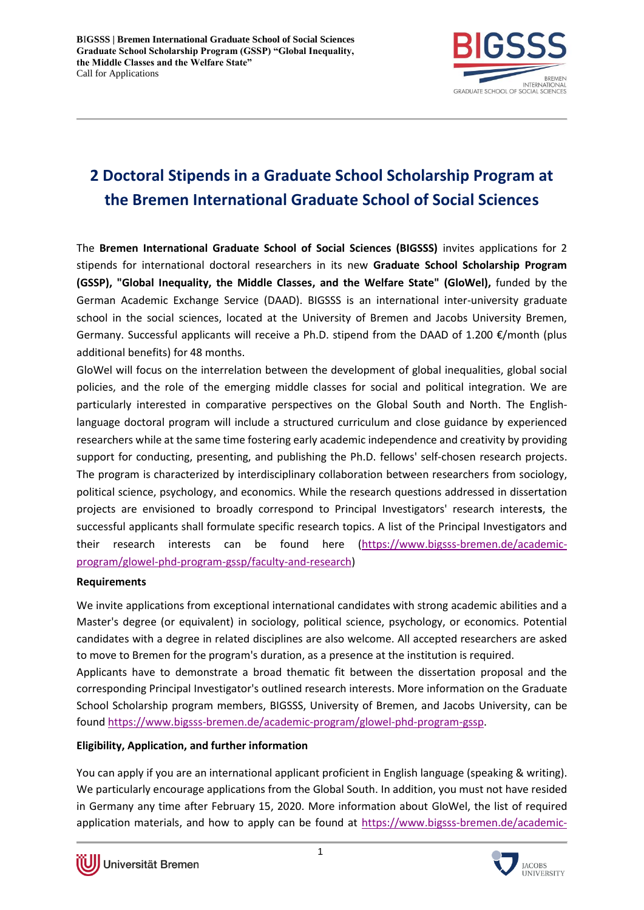# 2 Doctoral Stipends in a Graduate School Scholarship Program at the Bremen International Graduate School of Social Sciences

The **Bremen International Graduate School of Social Sciences (BIGSSS)** invites applications for 2 stipends for international doctoral researchers in its new **Graduate School Scholarship Program (GSSP), "Global Inequality, the Middle Classes, and the Welfare State" (GloWel),** funded by the German Academic Exchange Service (DAAD). BIGSSS is an international inter-university graduate school in the social sciences, located at the University of Bremen and Jacobs University Bremen, Germany. Successful applicants will receive a Ph.D. stipend from the DAAD of 1.200 €/month (plus additional benefits) for 48 months.

GloWel will focus on the interrelation between the development of global inequalities, global social policies, and the role of the emerging middle classes for social and political integration. We are particularly interested in comparative perspectives on the Global South and North. The English-language doctoral program will include a structured curriculum and close guidance by experienced researchers while at the same time fostering early academic independence and creativity by providing support for conducting, presenting, and publishing the Ph.D. fellows' self-chosen research projects. The program is characterized by interdisciplinary collaboration between researchers from sociology, political science, psychology, and economics. While the research questions addressed in dissertation projects are envisioned to broadly correspond to Principal Investigators' research interest**s**, the successful applicants shall formulate specific research topics. A list of the Principal Investigators and their research interests can be found here (https://www.bigsss-bremen.de/academic-program/glowel-phd-program-gssp/faculty-and-research)

**Requirements**

We invite applications from exceptional international candidates with strong academic abilities and a Master's degree (or equivalent) in sociology, political science, psychology, or economics. Potential candidates with a degree in related disciplines are also welcome. All accepted researchers are asked to move to Bremen for the program's duration, as a presence at the institution is required.

Applicants have to demonstrate a broad thematic fit between the dissertation proposal and the corresponding Principal Investigator's outlined research interests. More information on the Graduate School Scholarship program members, BIGSSS, University of Bremen, and Jacobs University, can be found https://www.bigsss-bremen.de/academic-program/glowel-phd-program-gssp.

**Eligibility, Application, and further information**

You can apply if you are an international applicant proficient in English language (speaking & writing). We particularly encourage applications from the Global South. In addition, you must not have resided in Germany any time after February 15, 2020. More information about GloWel, the list of required application materials, and how to apply can be found at https://www.bigsss-bremen.de/academic-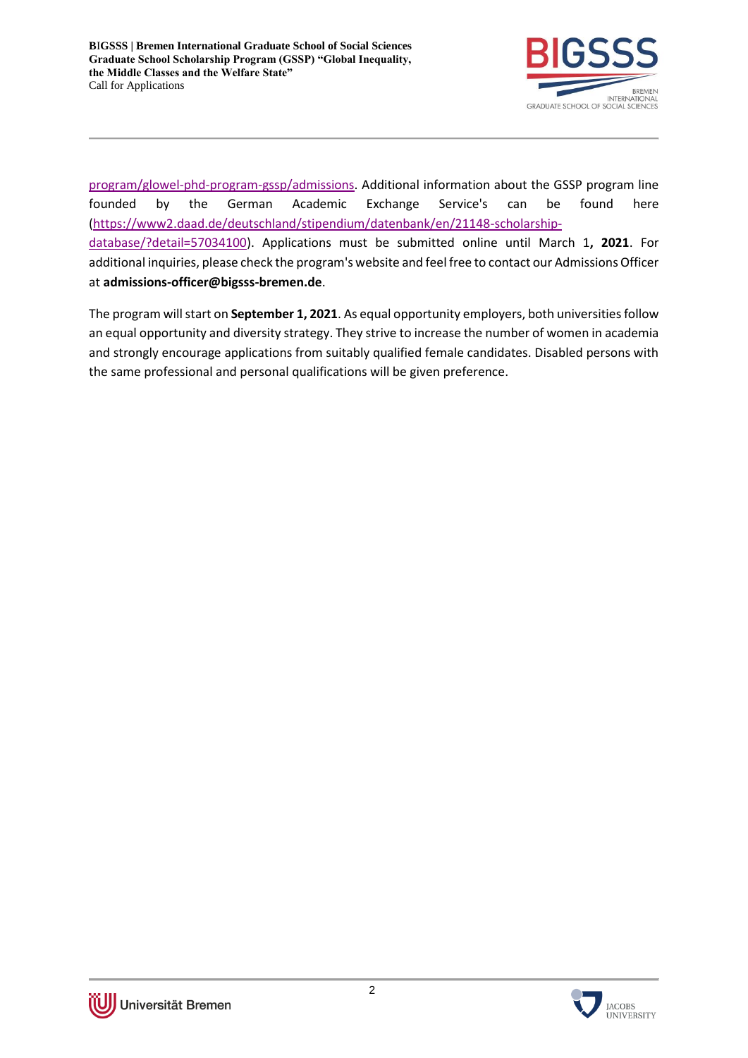program/glowel-phd-program-gssp/admissions. Additional information about the GSSP program line founded by the German Academic Exchange Service's can be found here (https://www2.daad.de/deutschland/stipendium/datenbank/en/21148-scholarship-database/?detail=57034100). Applications must be submitted online until March 1**, 2021**. For additional inquiries, please check the program's website and feel free to contact our Admissions Officer at **admissions-officer@bigsss-bremen.de**.

The program will start on **September 1, 2021**. As equal opportunity employers, both universities follow an equal opportunity and diversity strategy. They strive to increase the number of women in academia and strongly encourage applications from suitably qualified female candidates. Disabled persons with the same professional and personal qualifications will be given preference.